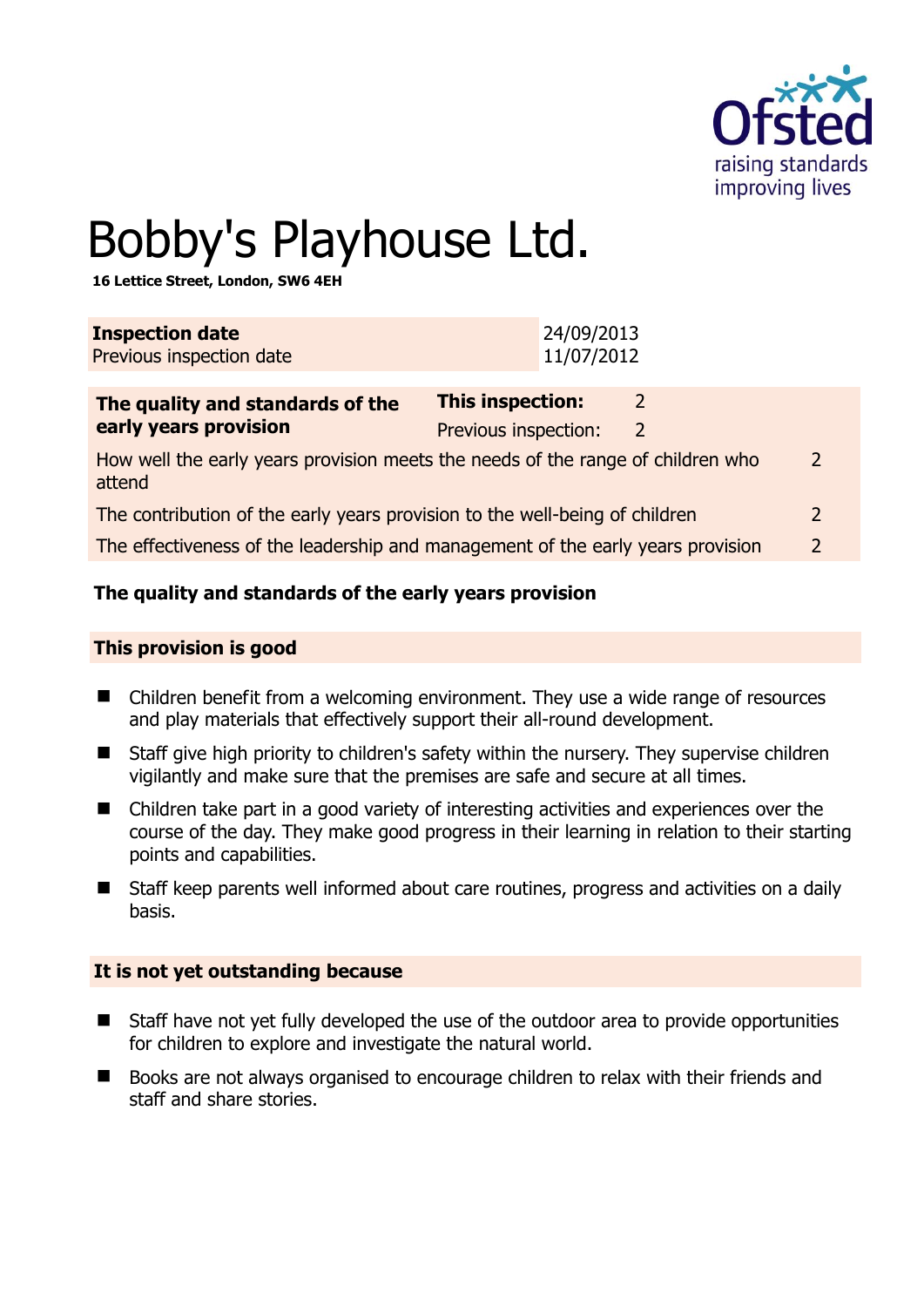# Bobby's Playhouse Ltd.

**16 Lettice Street, London, SW6 4EH**

| | |
|---|---|
| **Inspection date** | 24/09/2013 |
| Previous inspection date | 11/07/2012 |

| **The quality and standards of the early years provision** | **This inspection:** | 2 |
|---|---|---|
| | Previous inspection: | 2 |
| How well the early years provision meets the needs of the range of children who attend | | 2 |
| The contribution of the early years provision to the well-being of children | | 2 |
| The effectiveness of the leadership and management of the early years provision | | 2 |

## The quality and standards of the early years provision

### This provision is good

- Children benefit from a welcoming environment. They use a wide range of resources and play materials that effectively support their all-round development.
- Staff give high priority to children's safety within the nursery. They supervise children vigilantly and make sure that the premises are safe and secure at all times.
- Children take part in a good variety of interesting activities and experiences over the course of the day. They make good progress in their learning in relation to their starting points and capabilities.
- Staff keep parents well informed about care routines, progress and activities on a daily basis.

### It is not yet outstanding because

- Staff have not yet fully developed the use of the outdoor area to provide opportunities for children to explore and investigate the natural world.
- Books are not always organised to encourage children to relax with their friends and staff and share stories.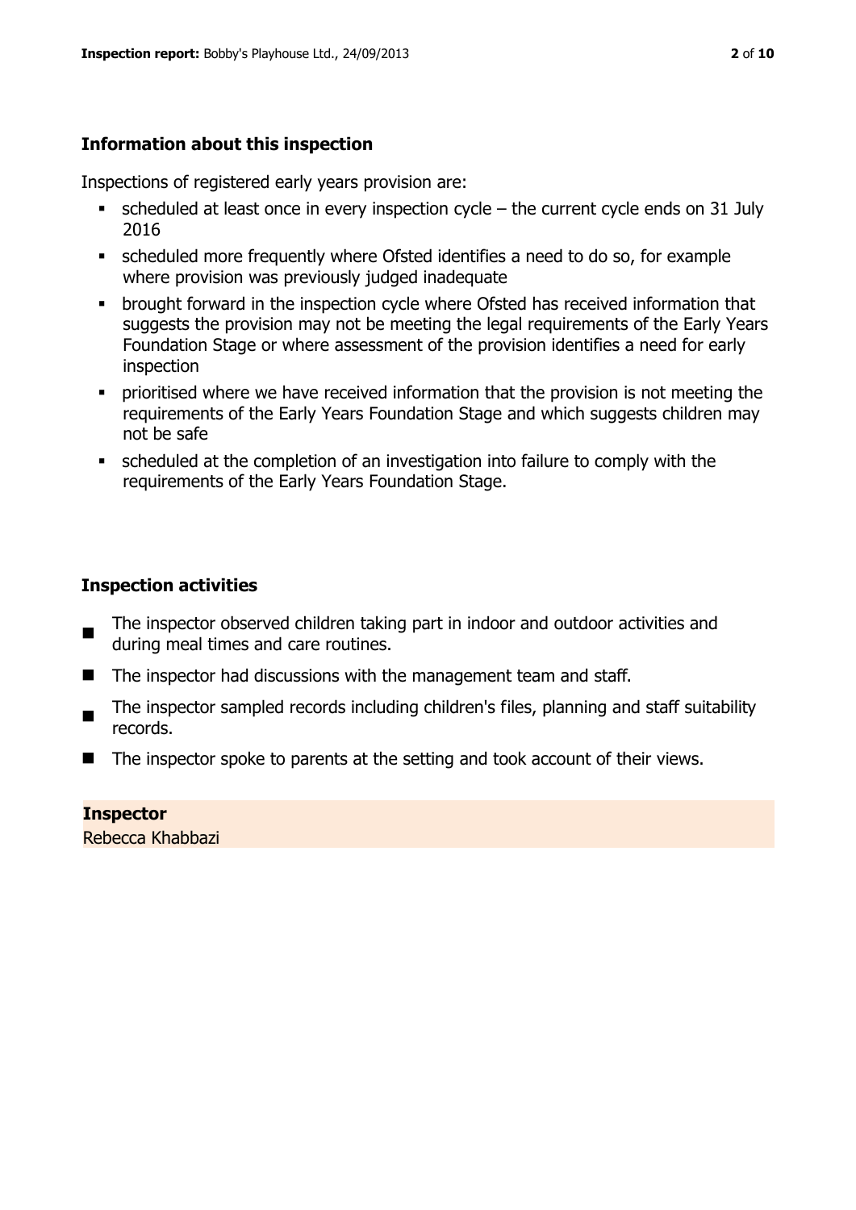## Information about this inspection

Inspections of registered early years provision are:

- scheduled at least once in every inspection cycle – the current cycle ends on 31 July 2016
- scheduled more frequently where Ofsted identifies a need to do so, for example where provision was previously judged inadequate
- brought forward in the inspection cycle where Ofsted has received information that suggests the provision may not be meeting the legal requirements of the Early Years Foundation Stage or where assessment of the provision identifies a need for early inspection
- prioritised where we have received information that the provision is not meeting the requirements of the Early Years Foundation Stage and which suggests children may not be safe
- scheduled at the completion of an investigation into failure to comply with the requirements of the Early Years Foundation Stage.

## Inspection activities

- The inspector observed children taking part in indoor and outdoor activities and during meal times and care routines.
- The inspector had discussions with the management team and staff.
- The inspector sampled records including children's files, planning and staff suitability records.
- The inspector spoke to parents at the setting and took account of their views.

**Inspector**
Rebecca Khabbazi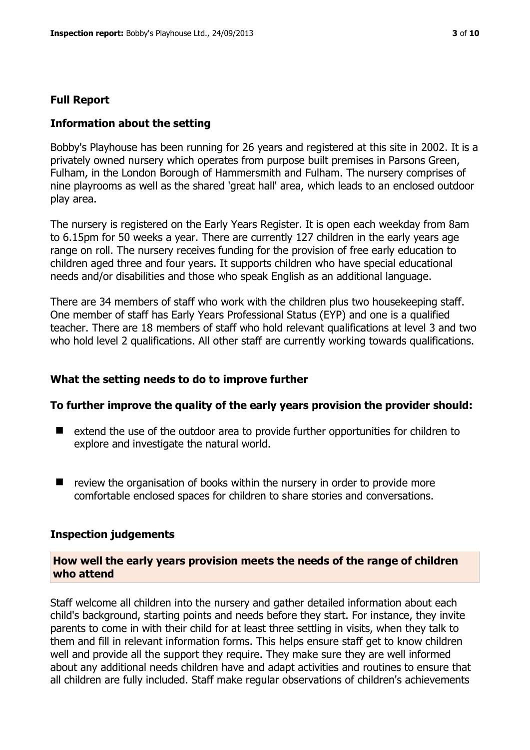## Full Report

### Information about the setting

Bobby's Playhouse has been running for 26 years and registered at this site in 2002. It is a privately owned nursery which operates from purpose built premises in Parsons Green, Fulham, in the London Borough of Hammersmith and Fulham. The nursery comprises of nine playrooms as well as the shared 'great hall' area, which leads to an enclosed outdoor play area.

The nursery is registered on the Early Years Register. It is open each weekday from 8am to 6.15pm for 50 weeks a year. There are currently 127 children in the early years age range on roll. The nursery receives funding for the provision of free early education to children aged three and four years. It supports children who have special educational needs and/or disabilities and those who speak English as an additional language.

There are 34 members of staff who work with the children plus two housekeeping staff. One member of staff has Early Years Professional Status (EYP) and one is a qualified teacher. There are 18 members of staff who hold relevant qualifications at level 3 and two who hold level 2 qualifications. All other staff are currently working towards qualifications.

### What the setting needs to do to improve further

**To further improve the quality of the early years provision the provider should:**

- extend the use of the outdoor area to provide further opportunities for children to explore and investigate the natural world.
- review the organisation of books within the nursery in order to provide more comfortable enclosed spaces for children to share stories and conversations.

### Inspection judgements

**How well the early years provision meets the needs of the range of children who attend**

Staff welcome all children into the nursery and gather detailed information about each child's background, starting points and needs before they start. For instance, they invite parents to come in with their child for at least three settling in visits, when they talk to them and fill in relevant information forms. This helps ensure staff get to know children well and provide all the support they require. They make sure they are well informed about any additional needs children have and adapt activities and routines to ensure that all children are fully included. Staff make regular observations of children's achievements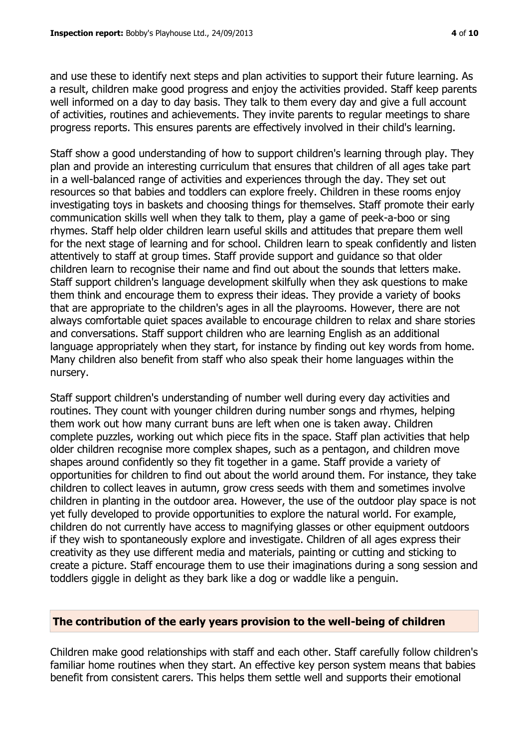and use these to identify next steps and plan activities to support their future learning. As a result, children make good progress and enjoy the activities provided. Staff keep parents well informed on a day to day basis. They talk to them every day and give a full account of activities, routines and achievements. They invite parents to regular meetings to share progress reports. This ensures parents are effectively involved in their child's learning.

Staff show a good understanding of how to support children's learning through play. They plan and provide an interesting curriculum that ensures that children of all ages take part in a well-balanced range of activities and experiences through the day. They set out resources so that babies and toddlers can explore freely. Children in these rooms enjoy investigating toys in baskets and choosing things for themselves. Staff promote their early communication skills well when they talk to them, play a game of peek-a-boo or sing rhymes. Staff help older children learn useful skills and attitudes that prepare them well for the next stage of learning and for school. Children learn to speak confidently and listen attentively to staff at group times. Staff provide support and guidance so that older children learn to recognise their name and find out about the sounds that letters make. Staff support children's language development skilfully when they ask questions to make them think and encourage them to express their ideas. They provide a variety of books that are appropriate to the children's ages in all the playrooms. However, there are not always comfortable quiet spaces available to encourage children to relax and share stories and conversations. Staff support children who are learning English as an additional language appropriately when they start, for instance by finding out key words from home. Many children also benefit from staff who also speak their home languages within the nursery.

Staff support children's understanding of number well during every day activities and routines. They count with younger children during number songs and rhymes, helping them work out how many currant buns are left when one is taken away. Children complete puzzles, working out which piece fits in the space. Staff plan activities that help older children recognise more complex shapes, such as a pentagon, and children move shapes around confidently so they fit together in a game. Staff provide a variety of opportunities for children to find out about the world around them. For instance, they take children to collect leaves in autumn, grow cress seeds with them and sometimes involve children in planting in the outdoor area. However, the use of the outdoor play space is not yet fully developed to provide opportunities to explore the natural world. For example, children do not currently have access to magnifying glasses or other equipment outdoors if they wish to spontaneously explore and investigate. Children of all ages express their creativity as they use different media and materials, painting or cutting and sticking to create a picture. Staff encourage them to use their imaginations during a song session and toddlers giggle in delight as they bark like a dog or waddle like a penguin.

## The contribution of the early years provision to the well-being of children

Children make good relationships with staff and each other. Staff carefully follow children's familiar home routines when they start. An effective key person system means that babies benefit from consistent carers. This helps them settle well and supports their emotional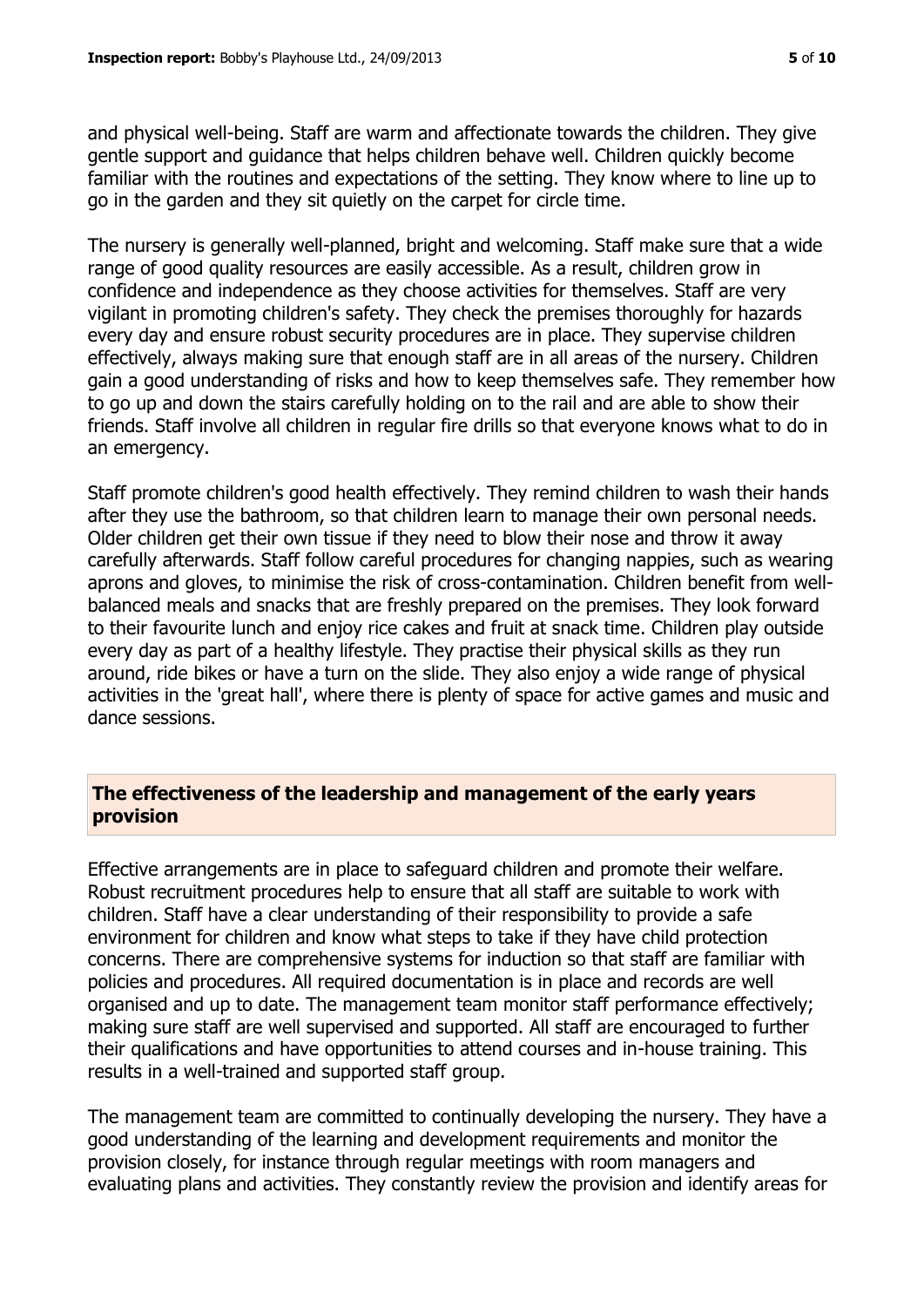and physical well-being. Staff are warm and affectionate towards the children. They give gentle support and guidance that helps children behave well. Children quickly become familiar with the routines and expectations of the setting. They know where to line up to go in the garden and they sit quietly on the carpet for circle time.

The nursery is generally well-planned, bright and welcoming. Staff make sure that a wide range of good quality resources are easily accessible. As a result, children grow in confidence and independence as they choose activities for themselves. Staff are very vigilant in promoting children's safety. They check the premises thoroughly for hazards every day and ensure robust security procedures are in place. They supervise children effectively, always making sure that enough staff are in all areas of the nursery. Children gain a good understanding of risks and how to keep themselves safe. They remember how to go up and down the stairs carefully holding on to the rail and are able to show their friends. Staff involve all children in regular fire drills so that everyone knows what to do in an emergency.

Staff promote children's good health effectively. They remind children to wash their hands after they use the bathroom, so that children learn to manage their own personal needs. Older children get their own tissue if they need to blow their nose and throw it away carefully afterwards. Staff follow careful procedures for changing nappies, such as wearing aprons and gloves, to minimise the risk of cross-contamination. Children benefit from well-balanced meals and snacks that are freshly prepared on the premises. They look forward to their favourite lunch and enjoy rice cakes and fruit at snack time. Children play outside every day as part of a healthy lifestyle. They practise their physical skills as they run around, ride bikes or have a turn on the slide. They also enjoy a wide range of physical activities in the 'great hall', where there is plenty of space for active games and music and dance sessions.

## The effectiveness of the leadership and management of the early years provision

Effective arrangements are in place to safeguard children and promote their welfare. Robust recruitment procedures help to ensure that all staff are suitable to work with children. Staff have a clear understanding of their responsibility to provide a safe environment for children and know what steps to take if they have child protection concerns. There are comprehensive systems for induction so that staff are familiar with policies and procedures. All required documentation is in place and records are well organised and up to date. The management team monitor staff performance effectively; making sure staff are well supervised and supported. All staff are encouraged to further their qualifications and have opportunities to attend courses and in-house training. This results in a well-trained and supported staff group.

The management team are committed to continually developing the nursery. They have a good understanding of the learning and development requirements and monitor the provision closely, for instance through regular meetings with room managers and evaluating plans and activities. They constantly review the provision and identify areas for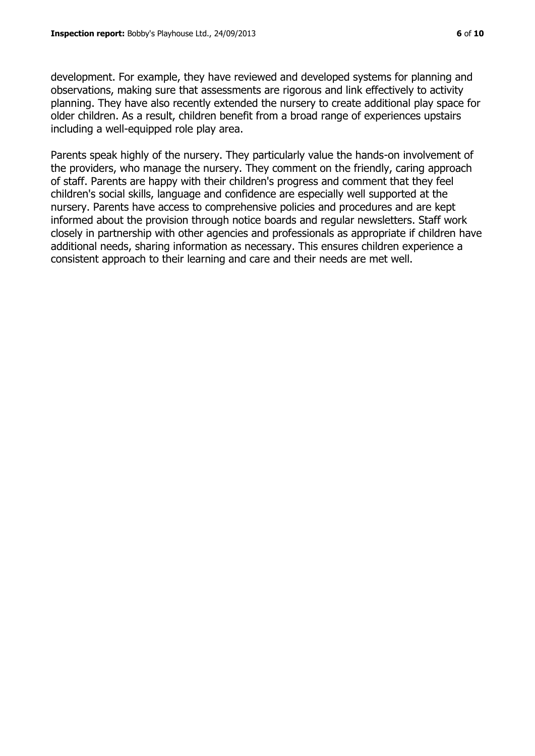development. For example, they have reviewed and developed systems for planning and observations, making sure that assessments are rigorous and link effectively to activity planning. They have also recently extended the nursery to create additional play space for older children. As a result, children benefit from a broad range of experiences upstairs including a well-equipped role play area.

Parents speak highly of the nursery. They particularly value the hands-on involvement of the providers, who manage the nursery. They comment on the friendly, caring approach of staff. Parents are happy with their children's progress and comment that they feel children's social skills, language and confidence are especially well supported at the nursery. Parents have access to comprehensive policies and procedures and are kept informed about the provision through notice boards and regular newsletters. Staff work closely in partnership with other agencies and professionals as appropriate if children have additional needs, sharing information as necessary. This ensures children experience a consistent approach to their learning and care and their needs are met well.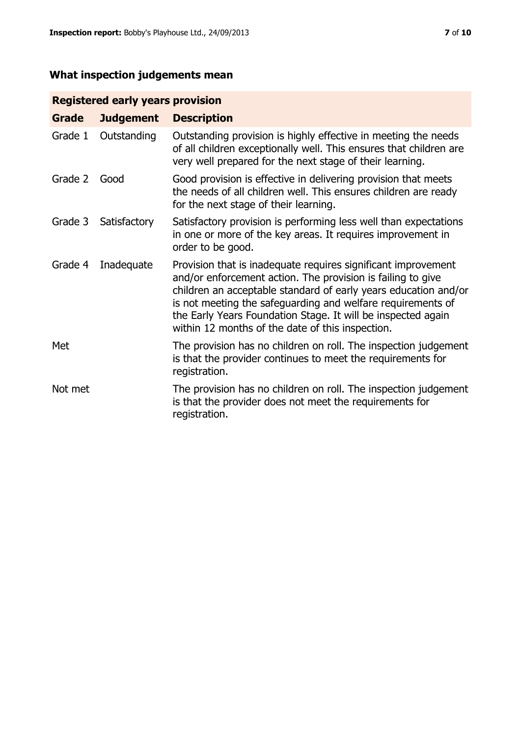## What inspection judgements mean

| Registered early years provision | | |
|---|---|---|
| **Grade** | **Judgement** | **Description** |
| Grade 1 | Outstanding | Outstanding provision is highly effective in meeting the needs of all children exceptionally well. This ensures that children are very well prepared for the next stage of their learning. |
| Grade 2 | Good | Good provision is effective in delivering provision that meets the needs of all children well. This ensures children are ready for the next stage of their learning. |
| Grade 3 | Satisfactory | Satisfactory provision is performing less well than expectations in one or more of the key areas. It requires improvement in order to be good. |
| Grade 4 | Inadequate | Provision that is inadequate requires significant improvement and/or enforcement action. The provision is failing to give children an acceptable standard of early years education and/or is not meeting the safeguarding and welfare requirements of the Early Years Foundation Stage. It will be inspected again within 12 months of the date of this inspection. |
| Met | | The provision has no children on roll. The inspection judgement is that the provider continues to meet the requirements for registration. |
| Not met | | The provision has no children on roll. The inspection judgement is that the provider does not meet the requirements for registration. |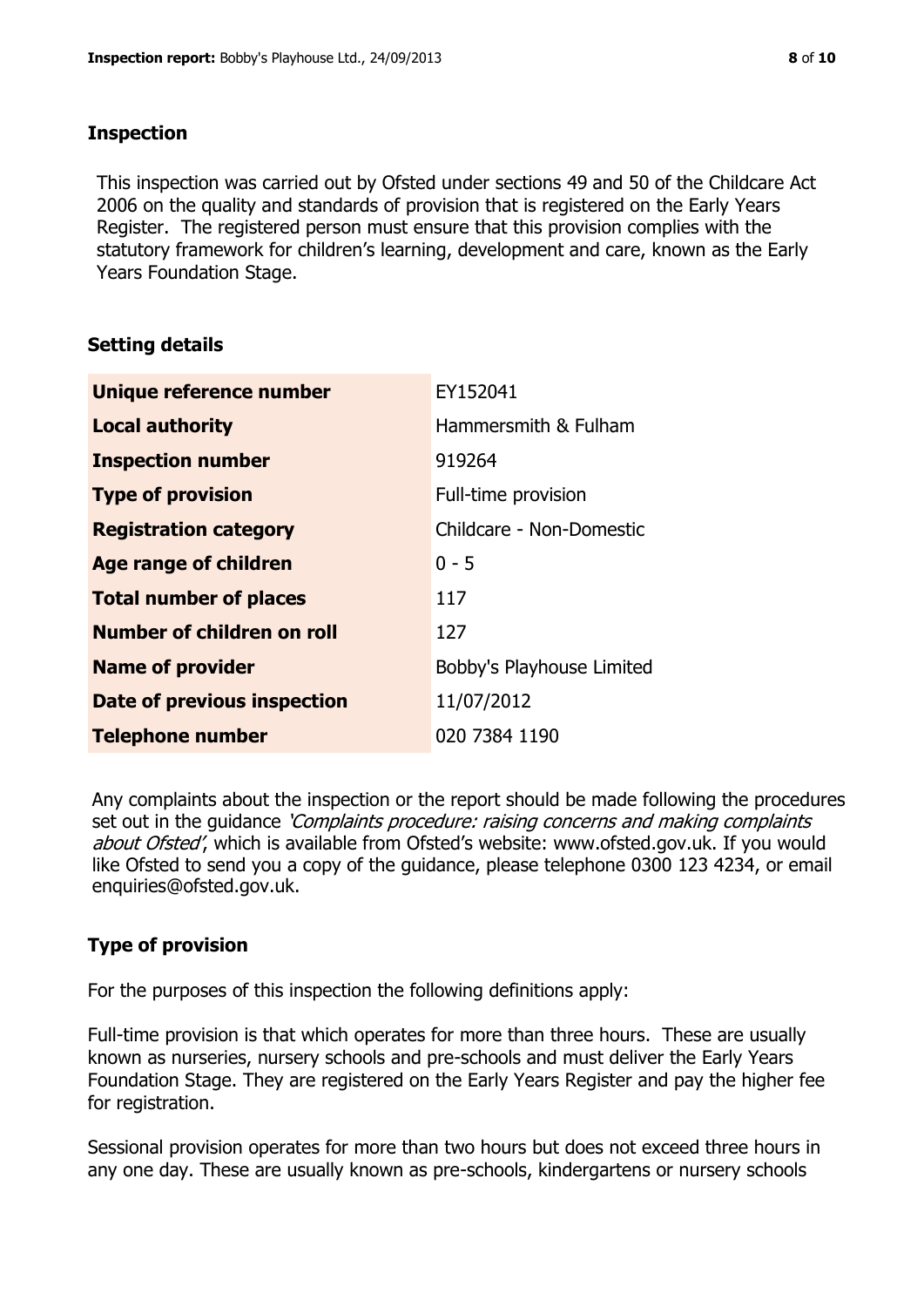## Inspection

This inspection was carried out by Ofsted under sections 49 and 50 of the Childcare Act 2006 on the quality and standards of provision that is registered on the Early Years Register. The registered person must ensure that this provision complies with the statutory framework for children's learning, development and care, known as the Early Years Foundation Stage.

## Setting details

| | |
|---|---|
| **Unique reference number** | EY152041 |
| **Local authority** | Hammersmith & Fulham |
| **Inspection number** | 919264 |
| **Type of provision** | Full-time provision |
| **Registration category** | Childcare - Non-Domestic |
| **Age range of children** | 0 - 5 |
| **Total number of places** | 117 |
| **Number of children on roll** | 127 |
| **Name of provider** | Bobby's Playhouse Limited |
| **Date of previous inspection** | 11/07/2012 |
| **Telephone number** | 020 7384 1190 |

Any complaints about the inspection or the report should be made following the procedures set out in the guidance *'Complaints procedure: raising concerns and making complaints about Ofsted'*, which is available from Ofsted's website: www.ofsted.gov.uk. If you would like Ofsted to send you a copy of the guidance, please telephone 0300 123 4234, or email enquiries@ofsted.gov.uk.

## Type of provision

For the purposes of this inspection the following definitions apply:

Full-time provision is that which operates for more than three hours. These are usually known as nurseries, nursery schools and pre-schools and must deliver the Early Years Foundation Stage. They are registered on the Early Years Register and pay the higher fee for registration.

Sessional provision operates for more than two hours but does not exceed three hours in any one day. These are usually known as pre-schools, kindergartens or nursery schools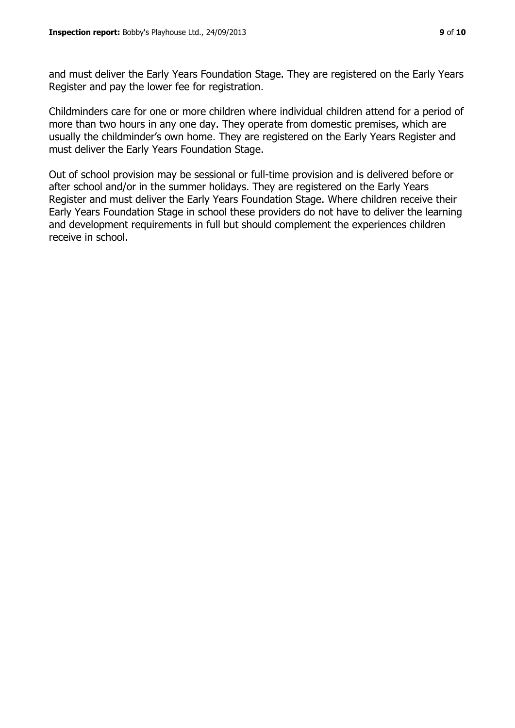and must deliver the Early Years Foundation Stage. They are registered on the Early Years Register and pay the lower fee for registration.

Childminders care for one or more children where individual children attend for a period of more than two hours in any one day. They operate from domestic premises, which are usually the childminder's own home. They are registered on the Early Years Register and must deliver the Early Years Foundation Stage.

Out of school provision may be sessional or full-time provision and is delivered before or after school and/or in the summer holidays. They are registered on the Early Years Register and must deliver the Early Years Foundation Stage. Where children receive their Early Years Foundation Stage in school these providers do not have to deliver the learning and development requirements in full but should complement the experiences children receive in school.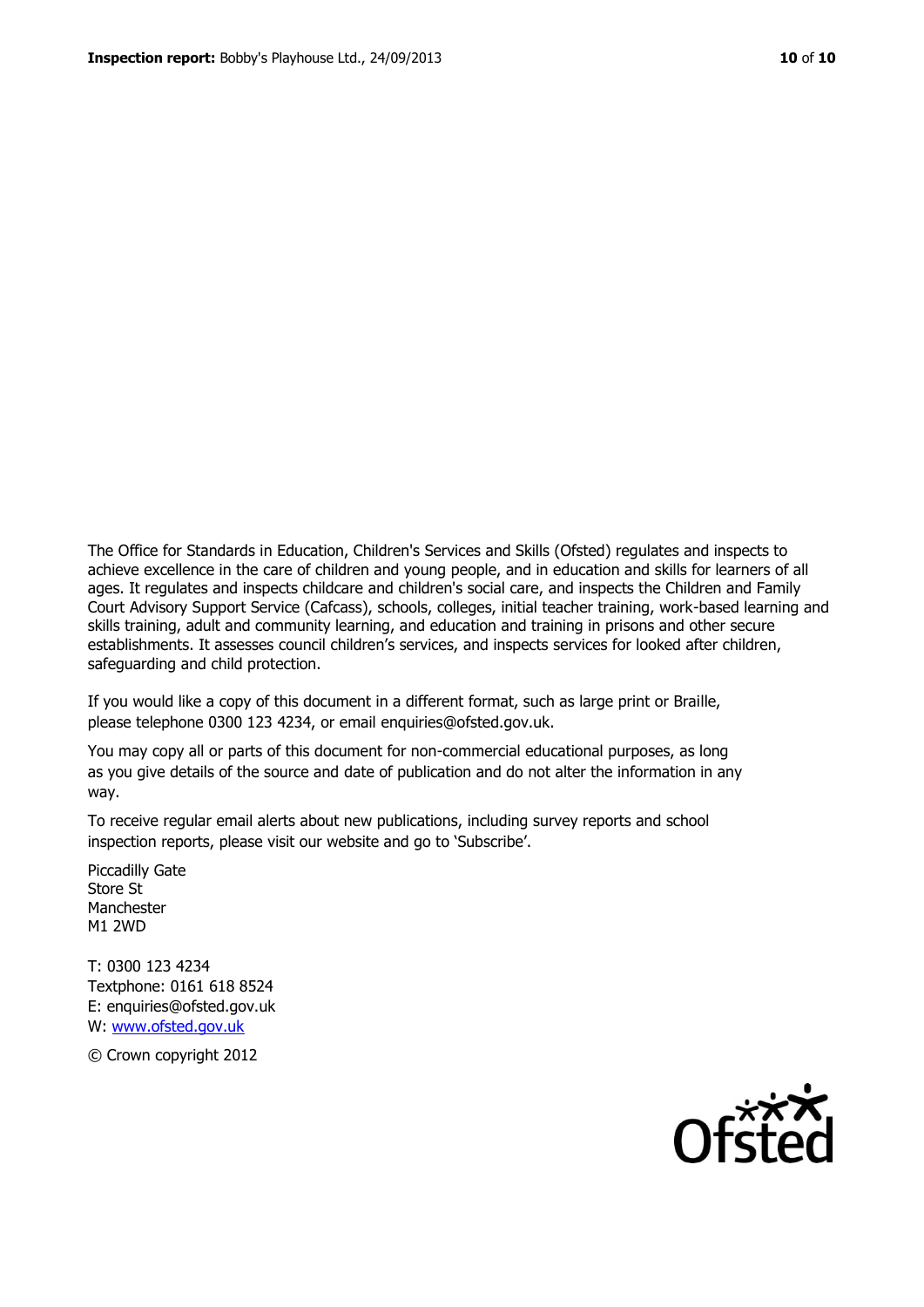The Office for Standards in Education, Children's Services and Skills (Ofsted) regulates and inspects to achieve excellence in the care of children and young people, and in education and skills for learners of all ages. It regulates and inspects childcare and children's social care, and inspects the Children and Family Court Advisory Support Service (Cafcass), schools, colleges, initial teacher training, work-based learning and skills training, adult and community learning, and education and training in prisons and other secure establishments. It assesses council children's services, and inspects services for looked after children, safeguarding and child protection.

If you would like a copy of this document in a different format, such as large print or Braille, please telephone 0300 123 4234, or email enquiries@ofsted.gov.uk.

You may copy all or parts of this document for non-commercial educational purposes, as long as you give details of the source and date of publication and do not alter the information in any way.

To receive regular email alerts about new publications, including survey reports and school inspection reports, please visit our website and go to 'Subscribe'.

Piccadilly Gate
Store St
Manchester
M1 2WD

T: 0300 123 4234
Textphone: 0161 618 8524
E: enquiries@ofsted.gov.uk
W: www.ofsted.gov.uk

© Crown copyright 2012

Ofsted